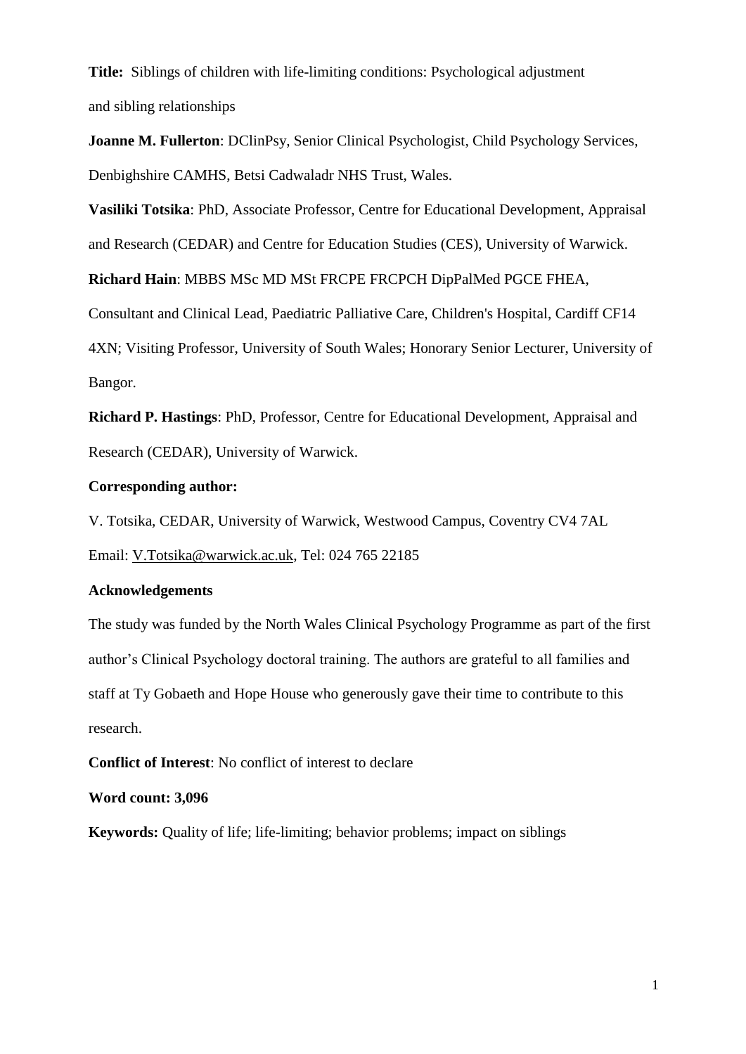**Title:** Siblings of children with life-limiting conditions: Psychological adjustment and sibling relationships

**Joanne M. Fullerton**: DClinPsy, Senior Clinical Psychologist, Child Psychology Services, Denbighshire CAMHS, Betsi Cadwaladr NHS Trust, Wales.

**Vasiliki Totsika**: PhD, Associate Professor, Centre for Educational Development, Appraisal and Research (CEDAR) and Centre for Education Studies (CES), University of Warwick.

**Richard Hain**: MBBS MSc MD MSt FRCPE FRCPCH DipPalMed PGCE FHEA, Consultant and Clinical Lead, Paediatric Palliative Care, Children's Hospital, Cardiff CF14 4XN; Visiting Professor, University of South Wales; Honorary Senior Lecturer, University of Bangor.

**Richard P. Hastings**: PhD, Professor, Centre for Educational Development, Appraisal and Research (CEDAR), University of Warwick.

**Corresponding author:**

V. Totsika, CEDAR, University of Warwick, Westwood Campus, Coventry CV4 7AL

Email: V.Totsika@warwick.ac.uk, Tel: 024 765 22185

**Acknowledgements**

The study was funded by the North Wales Clinical Psychology Programme as part of the first author's Clinical Psychology doctoral training. The authors are grateful to all families and staff at Ty Gobaeth and Hope House who generously gave their time to contribute to this research.

**Conflict of Interest**: No conflict of interest to declare

**Word count: 3,096**

**Keywords:** Quality of life; life-limiting; behavior problems; impact on siblings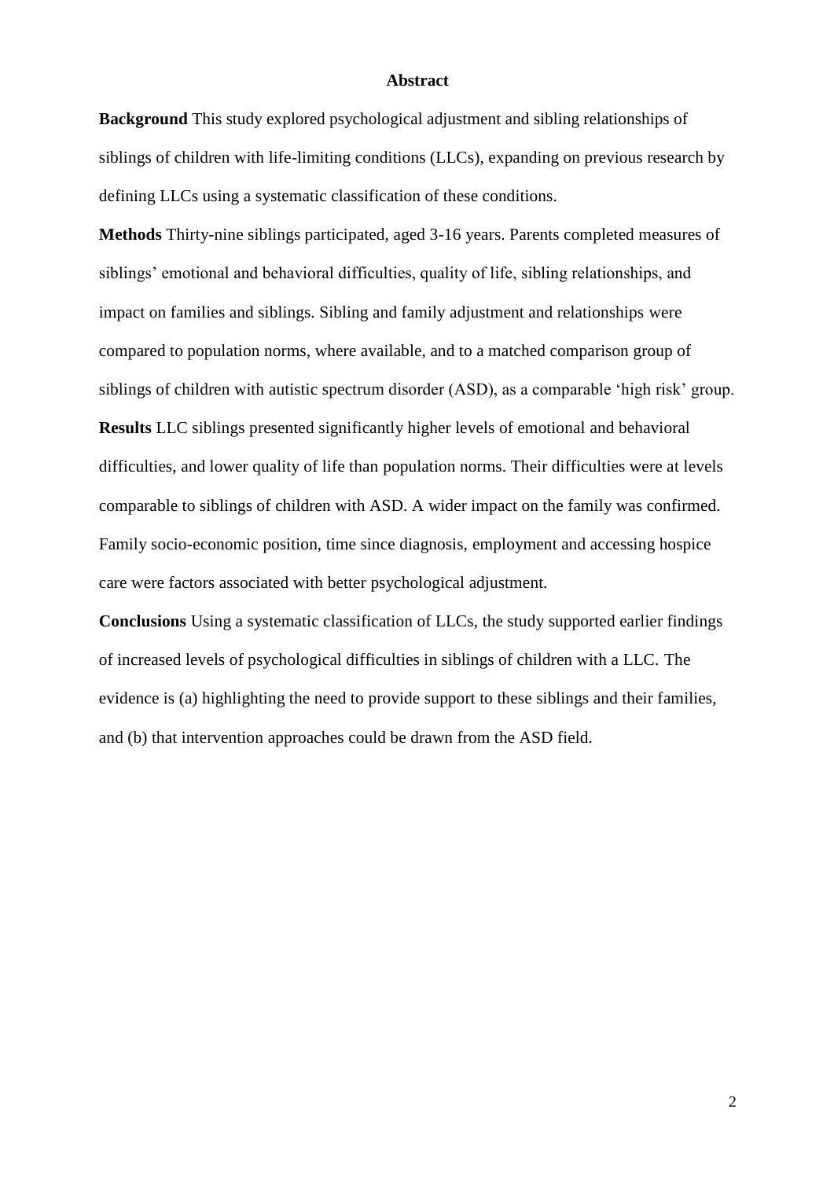## Abstract

**Background** This study explored psychological adjustment and sibling relationships of siblings of children with life-limiting conditions (LLCs), expanding on previous research by defining LLCs using a systematic classification of these conditions.

**Methods** Thirty-nine siblings participated, aged 3-16 years. Parents completed measures of siblings' emotional and behavioral difficulties, quality of life, sibling relationships, and impact on families and siblings. Sibling and family adjustment and relationships were compared to population norms, where available, and to a matched comparison group of siblings of children with autistic spectrum disorder (ASD), as a comparable 'high risk' group.

**Results** LLC siblings presented significantly higher levels of emotional and behavioral difficulties, and lower quality of life than population norms. Their difficulties were at levels comparable to siblings of children with ASD. A wider impact on the family was confirmed. Family socio-economic position, time since diagnosis, employment and accessing hospice care were factors associated with better psychological adjustment.

**Conclusions** Using a systematic classification of LLCs, the study supported earlier findings of increased levels of psychological difficulties in siblings of children with a LLC. The evidence is (a) highlighting the need to provide support to these siblings and their families, and (b) that intervention approaches could be drawn from the ASD field.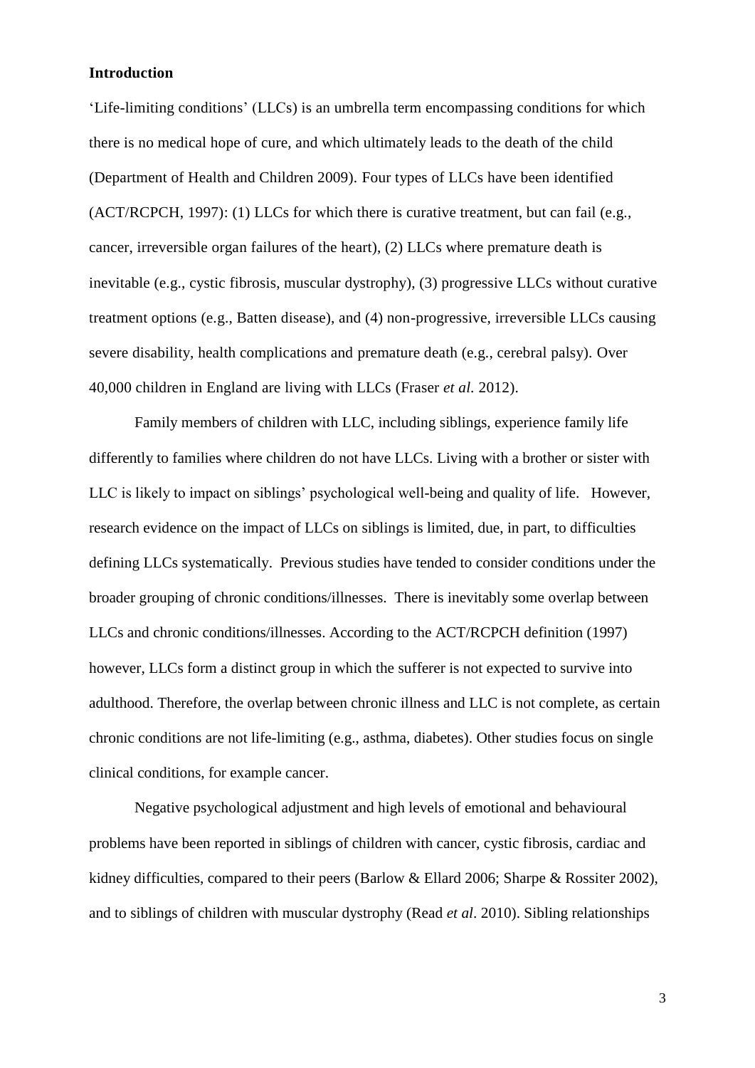## Introduction

'Life-limiting conditions' (LLCs) is an umbrella term encompassing conditions for which there is no medical hope of cure, and which ultimately leads to the death of the child (Department of Health and Children 2009). Four types of LLCs have been identified (ACT/RCPCH, 1997): (1) LLCs for which there is curative treatment, but can fail (e.g., cancer, irreversible organ failures of the heart), (2) LLCs where premature death is inevitable (e.g., cystic fibrosis, muscular dystrophy), (3) progressive LLCs without curative treatment options (e.g., Batten disease), and (4) non-progressive, irreversible LLCs causing severe disability, health complications and premature death (e.g., cerebral palsy). Over 40,000 children in England are living with LLCs (Fraser *et al.* 2012).

Family members of children with LLC, including siblings, experience family life differently to families where children do not have LLCs. Living with a brother or sister with LLC is likely to impact on siblings' psychological well-being and quality of life. However, research evidence on the impact of LLCs on siblings is limited, due, in part, to difficulties defining LLCs systematically. Previous studies have tended to consider conditions under the broader grouping of chronic conditions/illnesses. There is inevitably some overlap between LLCs and chronic conditions/illnesses. According to the ACT/RCPCH definition (1997) however, LLCs form a distinct group in which the sufferer is not expected to survive into adulthood. Therefore, the overlap between chronic illness and LLC is not complete, as certain chronic conditions are not life-limiting (e.g., asthma, diabetes). Other studies focus on single clinical conditions, for example cancer.

Negative psychological adjustment and high levels of emotional and behavioural problems have been reported in siblings of children with cancer, cystic fibrosis, cardiac and kidney difficulties, compared to their peers (Barlow & Ellard 2006; Sharpe & Rossiter 2002), and to siblings of children with muscular dystrophy (Read *et al*. 2010). Sibling relationships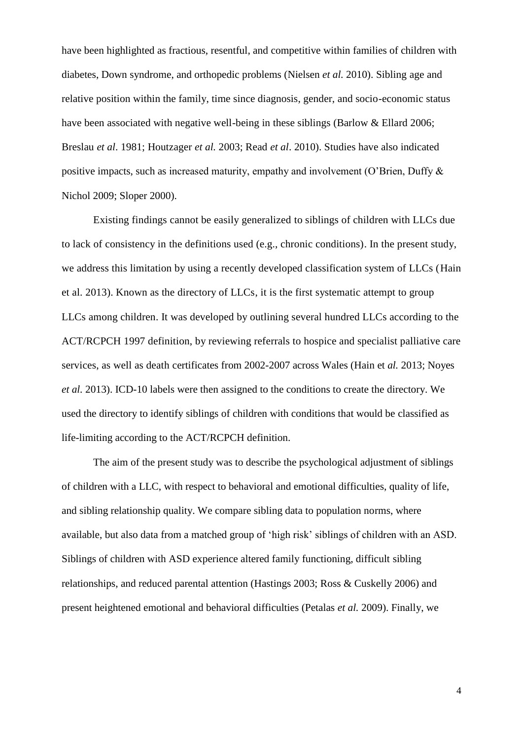have been highlighted as fractious, resentful, and competitive within families of children with diabetes, Down syndrome, and orthopedic problems (Nielsen *et al.* 2010). Sibling age and relative position within the family, time since diagnosis, gender, and socio-economic status have been associated with negative well-being in these siblings (Barlow & Ellard 2006; Breslau *et al*. 1981; Houtzager *et al.* 2003; Read *et al*. 2010). Studies have also indicated positive impacts, such as increased maturity, empathy and involvement (O'Brien, Duffy & Nichol 2009; Sloper 2000).

Existing findings cannot be easily generalized to siblings of children with LLCs due to lack of consistency in the definitions used (e.g., chronic conditions). In the present study, we address this limitation by using a recently developed classification system of LLCs (Hain et al. 2013). Known as the directory of LLCs, it is the first systematic attempt to group LLCs among children. It was developed by outlining several hundred LLCs according to the ACT/RCPCH 1997 definition, by reviewing referrals to hospice and specialist palliative care services, as well as death certificates from 2002-2007 across Wales (Hain et *al.* 2013; Noyes *et al.* 2013). ICD-10 labels were then assigned to the conditions to create the directory. We used the directory to identify siblings of children with conditions that would be classified as life-limiting according to the ACT/RCPCH definition.

The aim of the present study was to describe the psychological adjustment of siblings of children with a LLC, with respect to behavioral and emotional difficulties, quality of life, and sibling relationship quality. We compare sibling data to population norms, where available, but also data from a matched group of 'high risk' siblings of children with an ASD. Siblings of children with ASD experience altered family functioning, difficult sibling relationships, and reduced parental attention (Hastings 2003; Ross & Cuskelly 2006) and present heightened emotional and behavioral difficulties (Petalas *et al.* 2009). Finally, we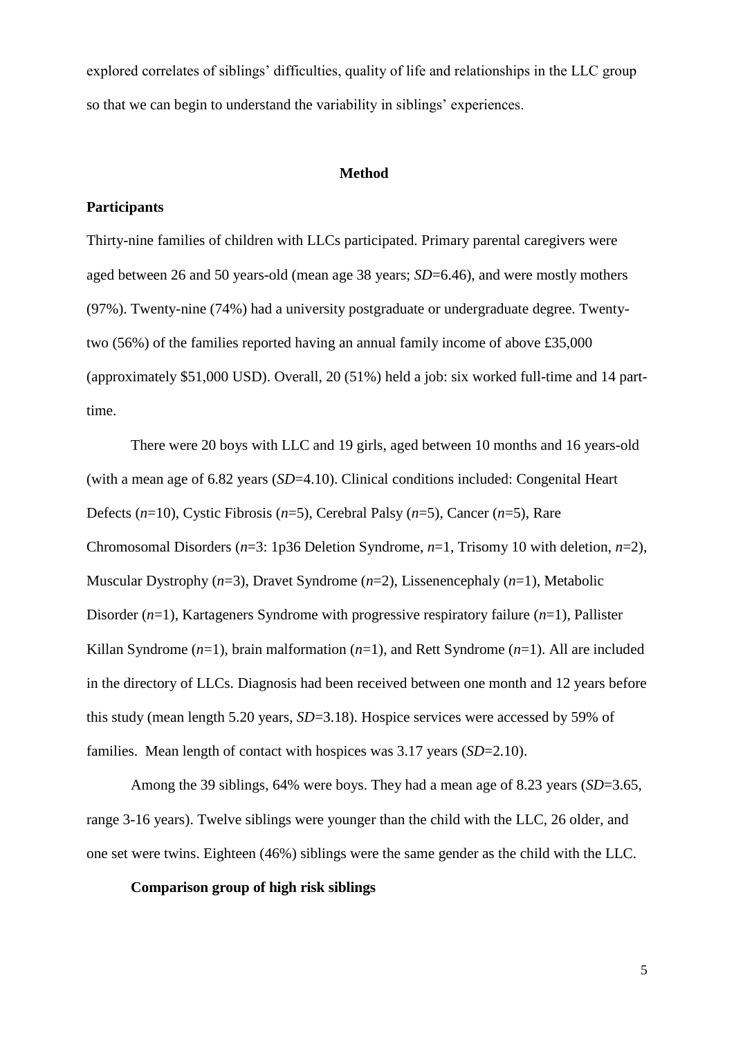explored correlates of siblings' difficulties, quality of life and relationships in the LLC group so that we can begin to understand the variability in siblings' experiences.

## Method

### Participants

Thirty-nine families of children with LLCs participated. Primary parental caregivers were aged between 26 and 50 years-old (mean age 38 years; *SD*=6.46), and were mostly mothers (97%). Twenty-nine (74%) had a university postgraduate or undergraduate degree. Twenty-two (56%) of the families reported having an annual family income of above £35,000 (approximately $51,000 USD). Overall, 20 (51%) held a job: six worked full-time and 14 part-time.

There were 20 boys with LLC and 19 girls, aged between 10 months and 16 years-old (with a mean age of 6.82 years (*SD*=4.10). Clinical conditions included: Congenital Heart Defects (*n*=10), Cystic Fibrosis (*n*=5), Cerebral Palsy (*n*=5), Cancer (*n*=5), Rare Chromosomal Disorders (*n*=3: 1p36 Deletion Syndrome, *n*=1, Trisomy 10 with deletion, *n*=2), Muscular Dystrophy (*n*=3), Dravet Syndrome (*n*=2), Lissenencephaly (*n*=1), Metabolic Disorder (*n*=1), Kartageners Syndrome with progressive respiratory failure (*n*=1), Pallister Killan Syndrome (*n*=1), brain malformation (*n*=1), and Rett Syndrome (*n*=1). All are included in the directory of LLCs. Diagnosis had been received between one month and 12 years before this study (mean length 5.20 years, *SD*=3.18). Hospice services were accessed by 59% of families. Mean length of contact with hospices was 3.17 years (*SD*=2.10).

Among the 39 siblings, 64% were boys. They had a mean age of 8.23 years (*SD*=3.65, range 3-16 years). Twelve siblings were younger than the child with the LLC, 26 older, and one set were twins. Eighteen (46%) siblings were the same gender as the child with the LLC.

#### Comparison group of high risk siblings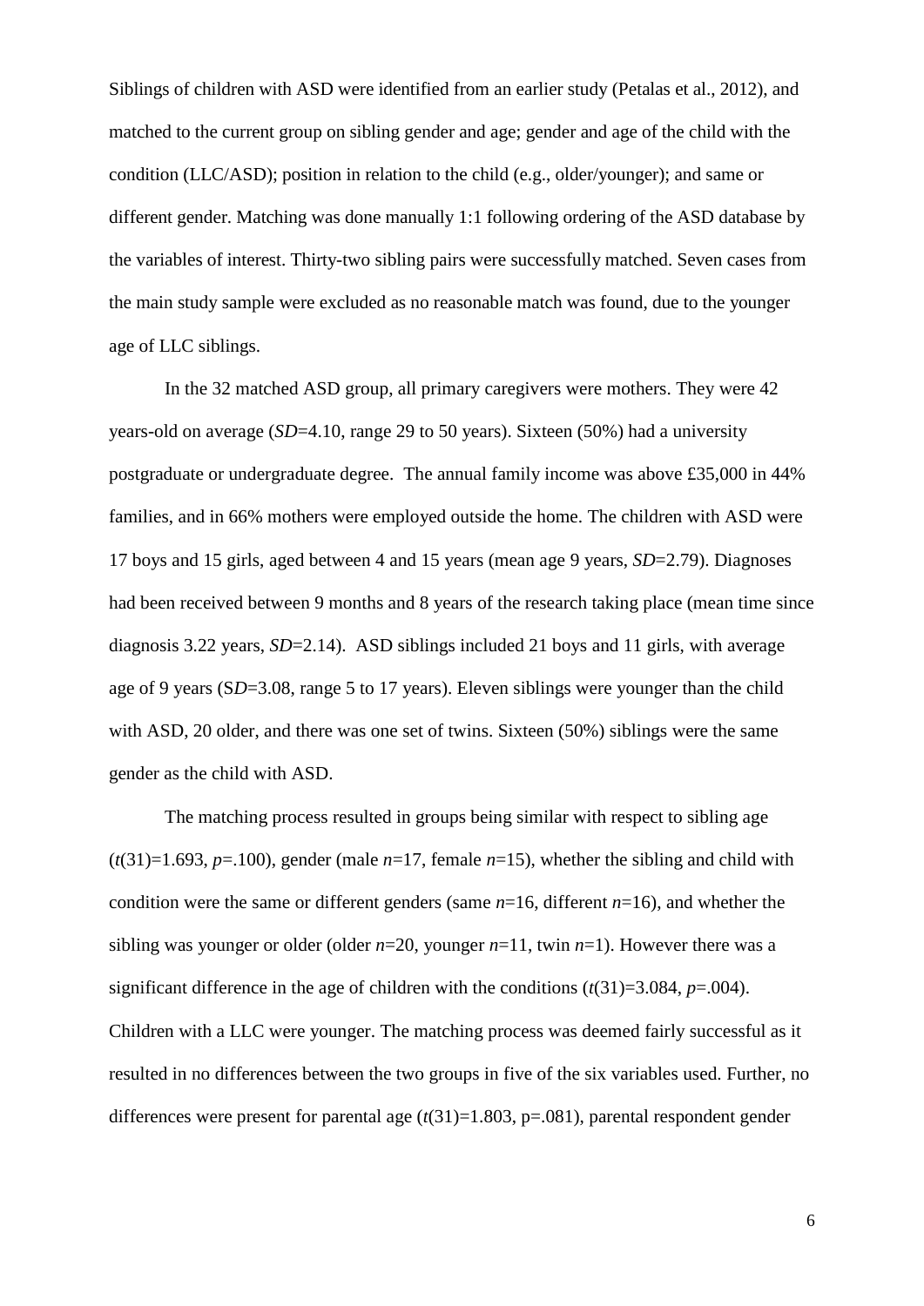Siblings of children with ASD were identified from an earlier study (Petalas et al., 2012), and matched to the current group on sibling gender and age; gender and age of the child with the condition (LLC/ASD); position in relation to the child (e.g., older/younger); and same or different gender. Matching was done manually 1:1 following ordering of the ASD database by the variables of interest. Thirty-two sibling pairs were successfully matched. Seven cases from the main study sample were excluded as no reasonable match was found, due to the younger age of LLC siblings.

In the 32 matched ASD group, all primary caregivers were mothers. They were 42 years-old on average (*SD*=4.10, range 29 to 50 years). Sixteen (50%) had a university postgraduate or undergraduate degree. The annual family income was above £35,000 in 44% families, and in 66% mothers were employed outside the home. The children with ASD were 17 boys and 15 girls, aged between 4 and 15 years (mean age 9 years, *SD*=2.79). Diagnoses had been received between 9 months and 8 years of the research taking place (mean time since diagnosis 3.22 years, *SD*=2.14). ASD siblings included 21 boys and 11 girls, with average age of 9 years (S*D*=3.08, range 5 to 17 years). Eleven siblings were younger than the child with ASD, 20 older, and there was one set of twins. Sixteen (50%) siblings were the same gender as the child with ASD.

The matching process resulted in groups being similar with respect to sibling age ($t(31)=1.693$, $p=.100$), gender (male $n=17$, female $n=15$), whether the sibling and child with condition were the same or different genders (same $n=16$, different $n=16$), and whether the sibling was younger or older (older $n=20$, younger $n=11$, twin $n=1$). However there was a significant difference in the age of children with the conditions ($t(31)=3.084$, $p=.004$). Children with a LLC were younger. The matching process was deemed fairly successful as it resulted in no differences between the two groups in five of the six variables used. Further, no differences were present for parental age ($t(31)=1.803$, p=.081), parental respondent gender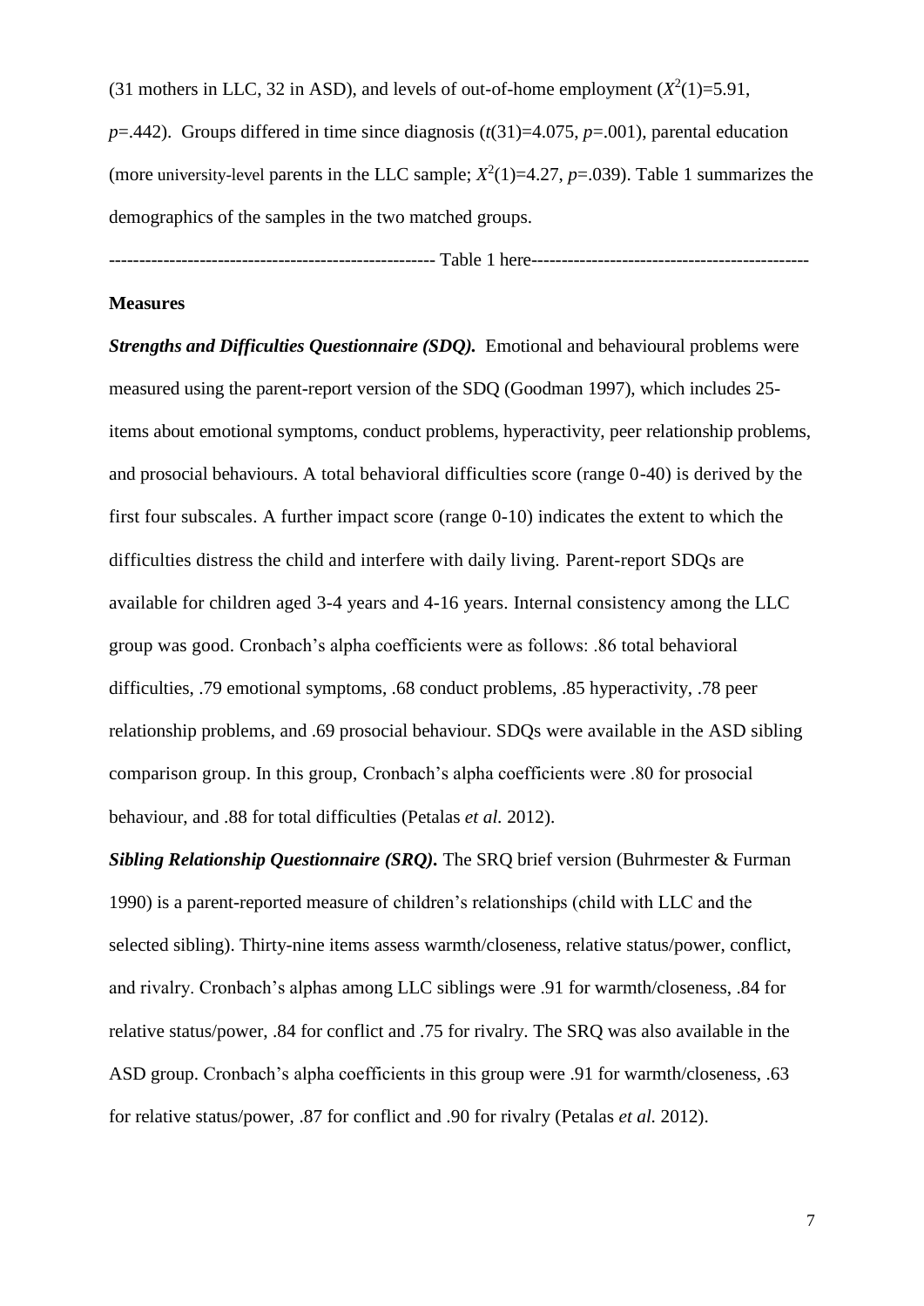(31 mothers in LLC, 32 in ASD), and levels of out-of-home employment ($X^2(1)$=5.91, $p$=.442). Groups differed in time since diagnosis ($t(31)$=4.075, $p$=.001), parental education (more university-level parents in the LLC sample; $X^2(1)$=4.27, $p$=.039). Table 1 summarizes the demographics of the samples in the two matched groups.

----------------------------------------------------- Table 1 here---------------------------------------------

**Measures**

***Strengths and Difficulties Questionnaire (SDQ).*** Emotional and behavioural problems were measured using the parent-report version of the SDQ (Goodman 1997), which includes 25-items about emotional symptoms, conduct problems, hyperactivity, peer relationship problems, and prosocial behaviours. A total behavioral difficulties score (range 0-40) is derived by the first four subscales. A further impact score (range 0-10) indicates the extent to which the difficulties distress the child and interfere with daily living. Parent-report SDQs are available for children aged 3-4 years and 4-16 years. Internal consistency among the LLC group was good. Cronbach's alpha coefficients were as follows: .86 total behavioral difficulties, .79 emotional symptoms, .68 conduct problems, .85 hyperactivity, .78 peer relationship problems, and .69 prosocial behaviour. SDQs were available in the ASD sibling comparison group. In this group, Cronbach's alpha coefficients were .80 for prosocial behaviour, and .88 for total difficulties (Petalas *et al.* 2012).

***Sibling Relationship Questionnaire (SRQ)*.** The SRQ brief version (Buhrmester & Furman 1990) is a parent-reported measure of children's relationships (child with LLC and the selected sibling). Thirty-nine items assess warmth/closeness, relative status/power, conflict, and rivalry. Cronbach's alphas among LLC siblings were .91 for warmth/closeness, .84 for relative status/power, .84 for conflict and .75 for rivalry. The SRQ was also available in the ASD group. Cronbach's alpha coefficients in this group were .91 for warmth/closeness, .63 for relative status/power, .87 for conflict and .90 for rivalry (Petalas *et al.* 2012).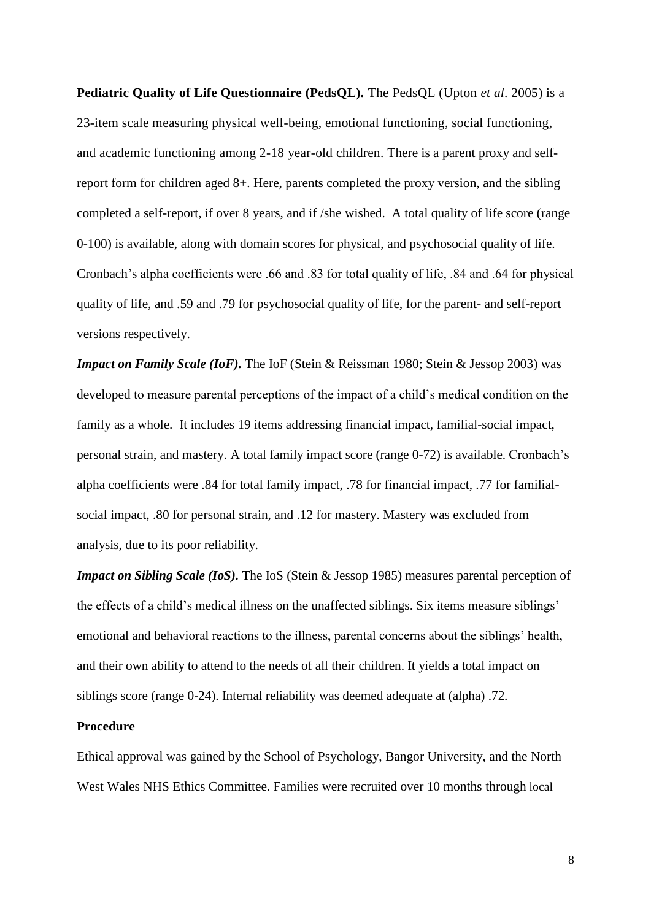**Pediatric Quality of Life Questionnaire (PedsQL).** The PedsQL (Upton *et al*. 2005) is a 23-item scale measuring physical well-being, emotional functioning, social functioning, and academic functioning among 2-18 year-old children. There is a parent proxy and self-report form for children aged 8+. Here, parents completed the proxy version, and the sibling completed a self-report, if over 8 years, and if /she wished. A total quality of life score (range 0-100) is available, along with domain scores for physical, and psychosocial quality of life. Cronbach's alpha coefficients were .66 and .83 for total quality of life, .84 and .64 for physical quality of life, and .59 and .79 for psychosocial quality of life, for the parent- and self-report versions respectively.

***Impact on Family Scale (IoF).*** The IoF (Stein & Reissman 1980; Stein & Jessop 2003) was developed to measure parental perceptions of the impact of a child's medical condition on the family as a whole. It includes 19 items addressing financial impact, familial-social impact, personal strain, and mastery. A total family impact score (range 0-72) is available. Cronbach's alpha coefficients were .84 for total family impact, .78 for financial impact, .77 for familial-social impact, .80 for personal strain, and .12 for mastery. Mastery was excluded from analysis, due to its poor reliability.

***Impact on Sibling Scale (IoS).*** The IoS (Stein & Jessop 1985) measures parental perception of the effects of a child's medical illness on the unaffected siblings. Six items measure siblings' emotional and behavioral reactions to the illness, parental concerns about the siblings' health, and their own ability to attend to the needs of all their children. It yields a total impact on siblings score (range 0-24). Internal reliability was deemed adequate at (alpha) .72.

**Procedure**

Ethical approval was gained by the School of Psychology, Bangor University, and the North West Wales NHS Ethics Committee. Families were recruited over 10 months through local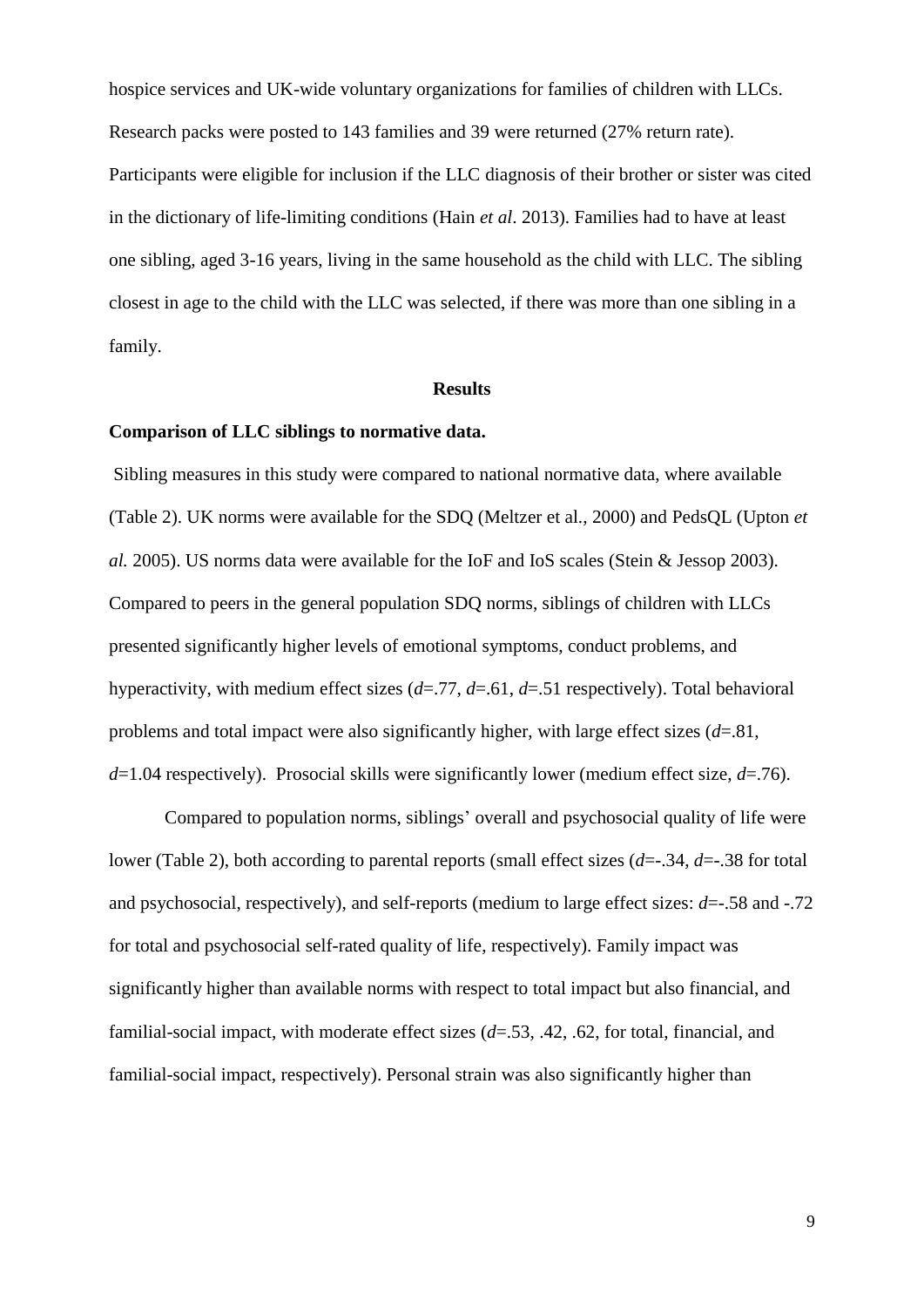hospice services and UK-wide voluntary organizations for families of children with LLCs. Research packs were posted to 143 families and 39 were returned (27% return rate). Participants were eligible for inclusion if the LLC diagnosis of their brother or sister was cited in the dictionary of life-limiting conditions (Hain *et al*. 2013). Families had to have at least one sibling, aged 3-16 years, living in the same household as the child with LLC. The sibling closest in age to the child with the LLC was selected, if there was more than one sibling in a family.

## Results

### Comparison of LLC siblings to normative data.

Sibling measures in this study were compared to national normative data, where available (Table 2). UK norms were available for the SDQ (Meltzer et al., 2000) and PedsQL (Upton *et al.* 2005). US norms data were available for the IoF and IoS scales (Stein & Jessop 2003). Compared to peers in the general population SDQ norms, siblings of children with LLCs presented significantly higher levels of emotional symptoms, conduct problems, and hyperactivity, with medium effect sizes (*d*=.77, *d*=.61, *d*=.51 respectively). Total behavioral problems and total impact were also significantly higher, with large effect sizes (*d*=.81, *d*=1.04 respectively). Prosocial skills were significantly lower (medium effect size, *d*=.76).

Compared to population norms, siblings' overall and psychosocial quality of life were lower (Table 2), both according to parental reports (small effect sizes (*d*=-.34, *d*=-.38 for total and psychosocial, respectively), and self-reports (medium to large effect sizes: *d*=-.58 and -.72 for total and psychosocial self-rated quality of life, respectively). Family impact was significantly higher than available norms with respect to total impact but also financial, and familial-social impact, with moderate effect sizes (*d*=.53, .42, .62, for total, financial, and familial-social impact, respectively). Personal strain was also significantly higher than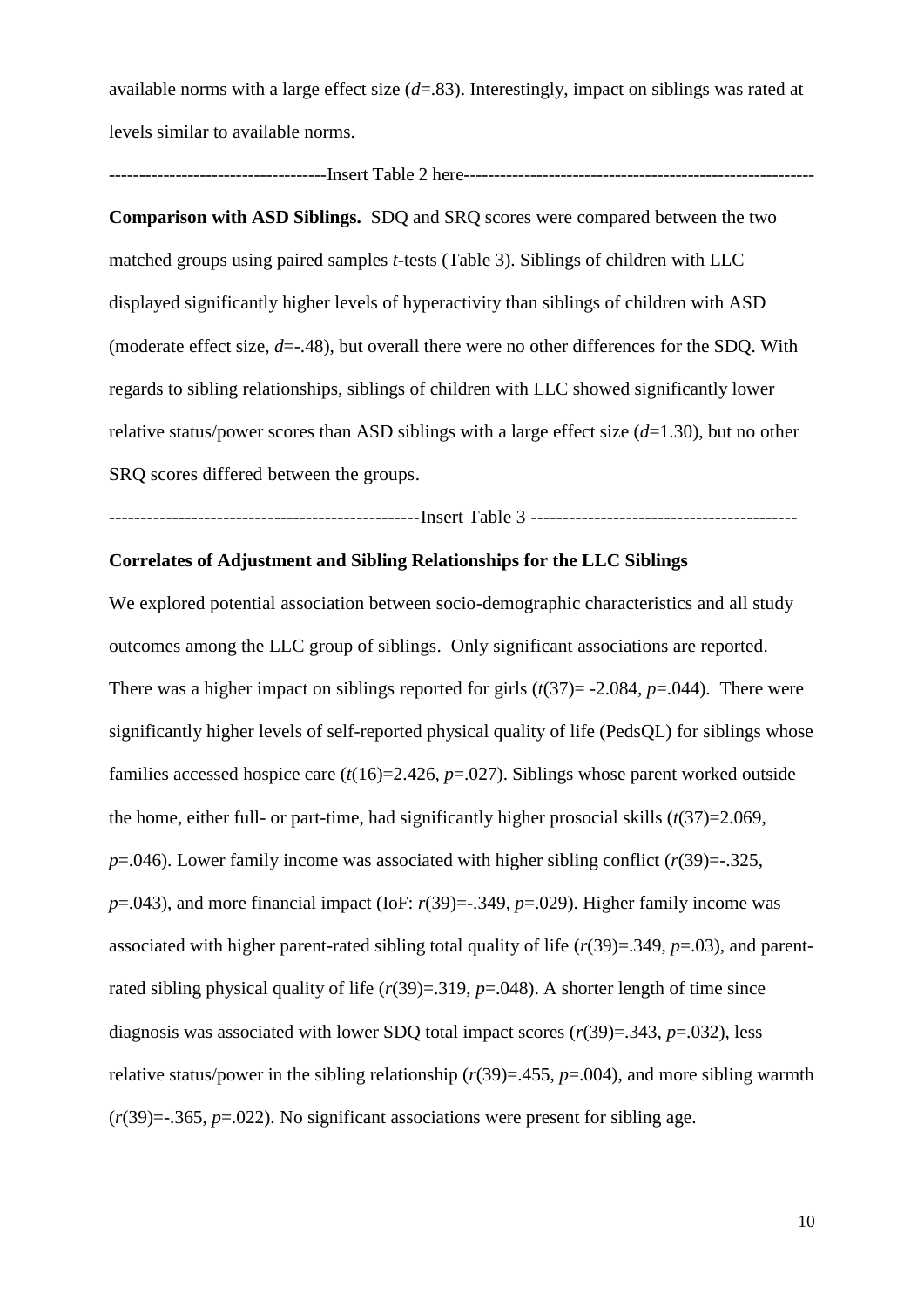available norms with a large effect size ($d$=.83). Interestingly, impact on siblings was rated at levels similar to available norms.

-----------------------------------Insert Table 2 here---------------------------------------------------------

**Comparison with ASD Siblings.** SDQ and SRQ scores were compared between the two matched groups using paired samples $t$-tests (Table 3). Siblings of children with LLC displayed significantly higher levels of hyperactivity than siblings of children with ASD (moderate effect size, $d$=-.48), but overall there were no other differences for the SDQ. With regards to sibling relationships, siblings of children with LLC showed significantly lower relative status/power scores than ASD siblings with a large effect size ($d$=1.30), but no other SRQ scores differed between the groups.

------------------------------------------------Insert Table 3 -----------------------------------------

**Correlates of Adjustment and Sibling Relationships for the LLC Siblings**

We explored potential association between socio-demographic characteristics and all study outcomes among the LLC group of siblings. Only significant associations are reported. There was a higher impact on siblings reported for girls ($t(37)$= -2.084, $p$=.044). There were significantly higher levels of self-reported physical quality of life (PedsQL) for siblings whose families accessed hospice care ($t(16)$=2.426, $p$=.027). Siblings whose parent worked outside the home, either full- or part-time, had significantly higher prosocial skills ($t(37)$=2.069, $p$=.046). Lower family income was associated with higher sibling conflict ($r(39)$=-.325, $p$=.043), and more financial impact (IoF: $r(39)$=-.349, $p$=.029). Higher family income was associated with higher parent-rated sibling total quality of life ($r(39)$=.349, $p$=.03), and parent-rated sibling physical quality of life ($r(39)$=.319, $p$=.048). A shorter length of time since diagnosis was associated with lower SDQ total impact scores ($r(39)$=.343, $p$=.032), less relative status/power in the sibling relationship ($r(39)$=.455, $p$=.004), and more sibling warmth ($r(39)$=-.365, $p$=.022). No significant associations were present for sibling age.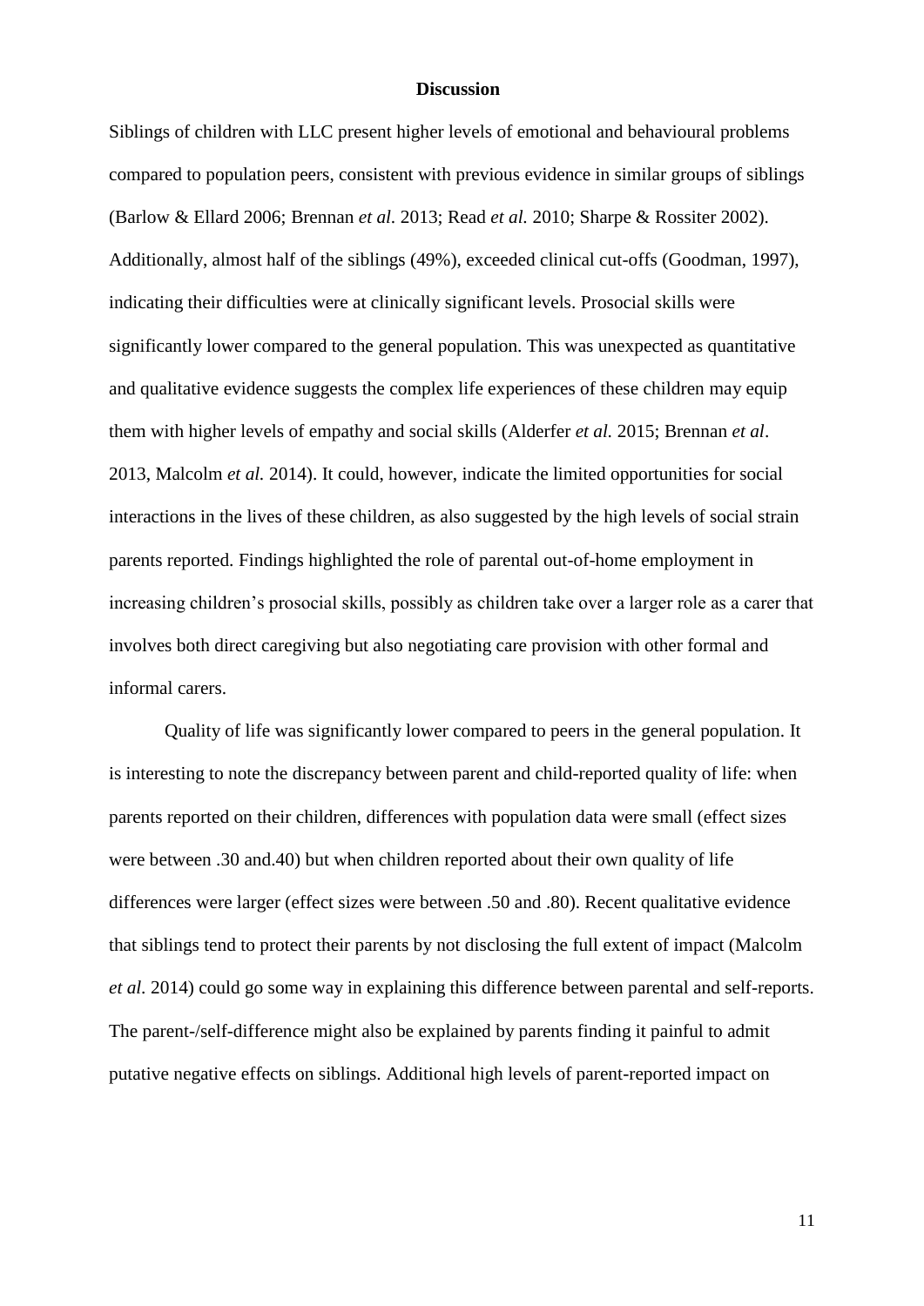## Discussion

Siblings of children with LLC present higher levels of emotional and behavioural problems compared to population peers, consistent with previous evidence in similar groups of siblings (Barlow & Ellard 2006; Brennan *et al.* 2013; Read *et al.* 2010; Sharpe & Rossiter 2002). Additionally, almost half of the siblings (49%), exceeded clinical cut-offs (Goodman, 1997), indicating their difficulties were at clinically significant levels. Prosocial skills were significantly lower compared to the general population. This was unexpected as quantitative and qualitative evidence suggests the complex life experiences of these children may equip them with higher levels of empathy and social skills (Alderfer *et al.* 2015; Brennan *et al*. 2013, Malcolm *et al.* 2014). It could, however, indicate the limited opportunities for social interactions in the lives of these children, as also suggested by the high levels of social strain parents reported. Findings highlighted the role of parental out-of-home employment in increasing children's prosocial skills, possibly as children take over a larger role as a carer that involves both direct caregiving but also negotiating care provision with other formal and informal carers.

Quality of life was significantly lower compared to peers in the general population. It is interesting to note the discrepancy between parent and child-reported quality of life: when parents reported on their children, differences with population data were small (effect sizes were between .30 and.40) but when children reported about their own quality of life differences were larger (effect sizes were between .50 and .80). Recent qualitative evidence that siblings tend to protect their parents by not disclosing the full extent of impact (Malcolm *et al.* 2014) could go some way in explaining this difference between parental and self-reports. The parent-/self-difference might also be explained by parents finding it painful to admit putative negative effects on siblings. Additional high levels of parent-reported impact on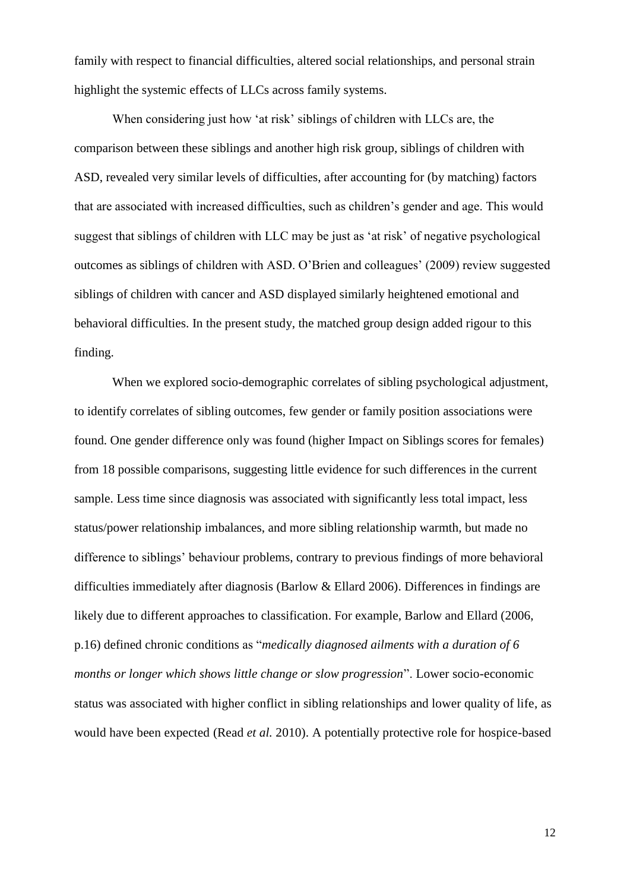family with respect to financial difficulties, altered social relationships, and personal strain highlight the systemic effects of LLCs across family systems.

When considering just how 'at risk' siblings of children with LLCs are, the comparison between these siblings and another high risk group, siblings of children with ASD, revealed very similar levels of difficulties, after accounting for (by matching) factors that are associated with increased difficulties, such as children's gender and age. This would suggest that siblings of children with LLC may be just as 'at risk' of negative psychological outcomes as siblings of children with ASD. O'Brien and colleagues' (2009) review suggested siblings of children with cancer and ASD displayed similarly heightened emotional and behavioral difficulties. In the present study, the matched group design added rigour to this finding.

When we explored socio-demographic correlates of sibling psychological adjustment, to identify correlates of sibling outcomes, few gender or family position associations were found. One gender difference only was found (higher Impact on Siblings scores for females) from 18 possible comparisons, suggesting little evidence for such differences in the current sample. Less time since diagnosis was associated with significantly less total impact, less status/power relationship imbalances, and more sibling relationship warmth, but made no difference to siblings' behaviour problems, contrary to previous findings of more behavioral difficulties immediately after diagnosis (Barlow & Ellard 2006). Differences in findings are likely due to different approaches to classification. For example, Barlow and Ellard (2006, p.16) defined chronic conditions as "*medically diagnosed ailments with a duration of 6 months or longer which shows little change or slow progression*". Lower socio-economic status was associated with higher conflict in sibling relationships and lower quality of life, as would have been expected (Read *et al.* 2010). A potentially protective role for hospice-based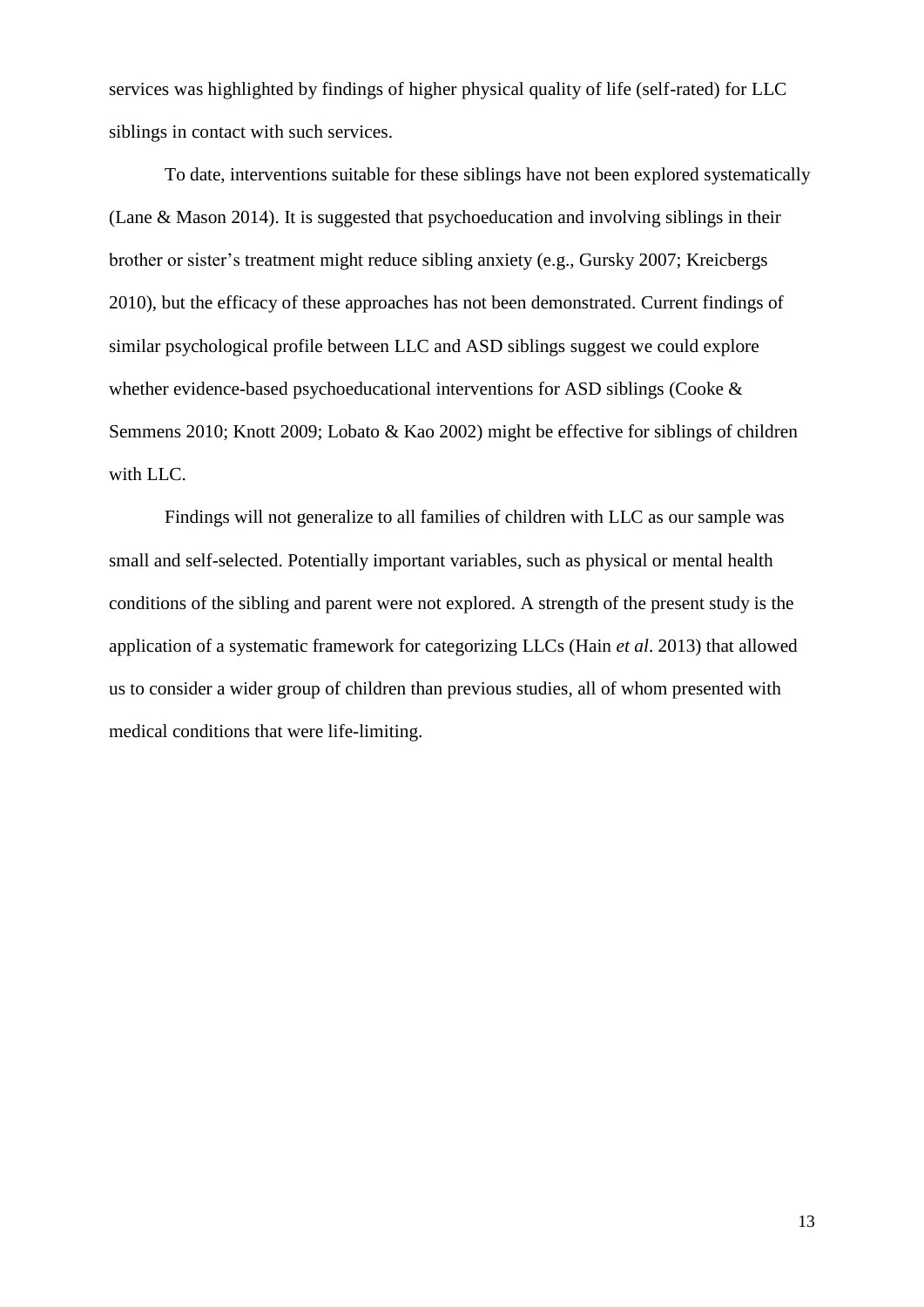services was highlighted by findings of higher physical quality of life (self-rated) for LLC siblings in contact with such services.

To date, interventions suitable for these siblings have not been explored systematically (Lane & Mason 2014). It is suggested that psychoeducation and involving siblings in their brother or sister's treatment might reduce sibling anxiety (e.g., Gursky 2007; Kreicbergs 2010), but the efficacy of these approaches has not been demonstrated. Current findings of similar psychological profile between LLC and ASD siblings suggest we could explore whether evidence-based psychoeducational interventions for ASD siblings (Cooke & Semmens 2010; Knott 2009; Lobato & Kao 2002) might be effective for siblings of children with LLC.

Findings will not generalize to all families of children with LLC as our sample was small and self-selected. Potentially important variables, such as physical or mental health conditions of the sibling and parent were not explored. A strength of the present study is the application of a systematic framework for categorizing LLCs (Hain *et al*. 2013) that allowed us to consider a wider group of children than previous studies, all of whom presented with medical conditions that were life-limiting.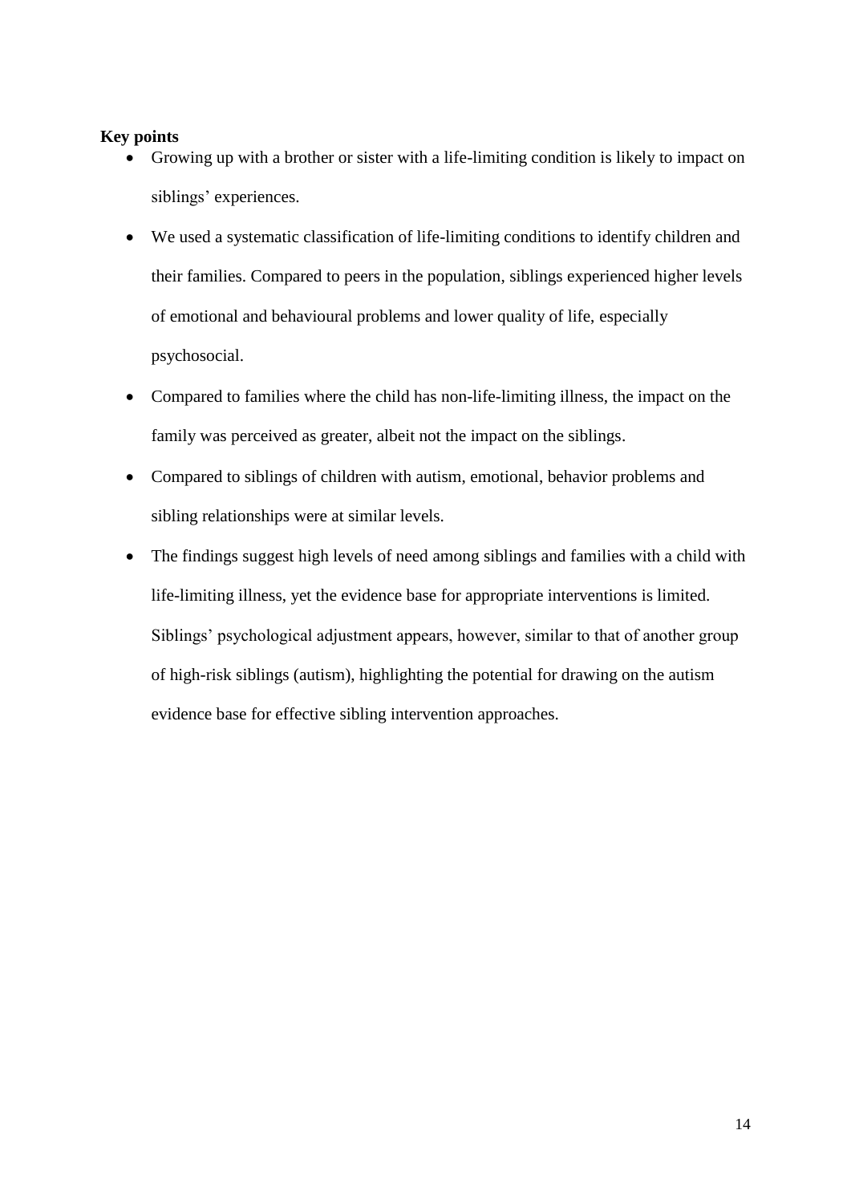**Key points**

- Growing up with a brother or sister with a life-limiting condition is likely to impact on siblings' experiences.
- We used a systematic classification of life-limiting conditions to identify children and their families. Compared to peers in the population, siblings experienced higher levels of emotional and behavioural problems and lower quality of life, especially psychosocial.
- Compared to families where the child has non-life-limiting illness, the impact on the family was perceived as greater, albeit not the impact on the siblings.
- Compared to siblings of children with autism, emotional, behavior problems and sibling relationships were at similar levels.
- The findings suggest high levels of need among siblings and families with a child with life-limiting illness, yet the evidence base for appropriate interventions is limited. Siblings' psychological adjustment appears, however, similar to that of another group of high-risk siblings (autism), highlighting the potential for drawing on the autism evidence base for effective sibling intervention approaches.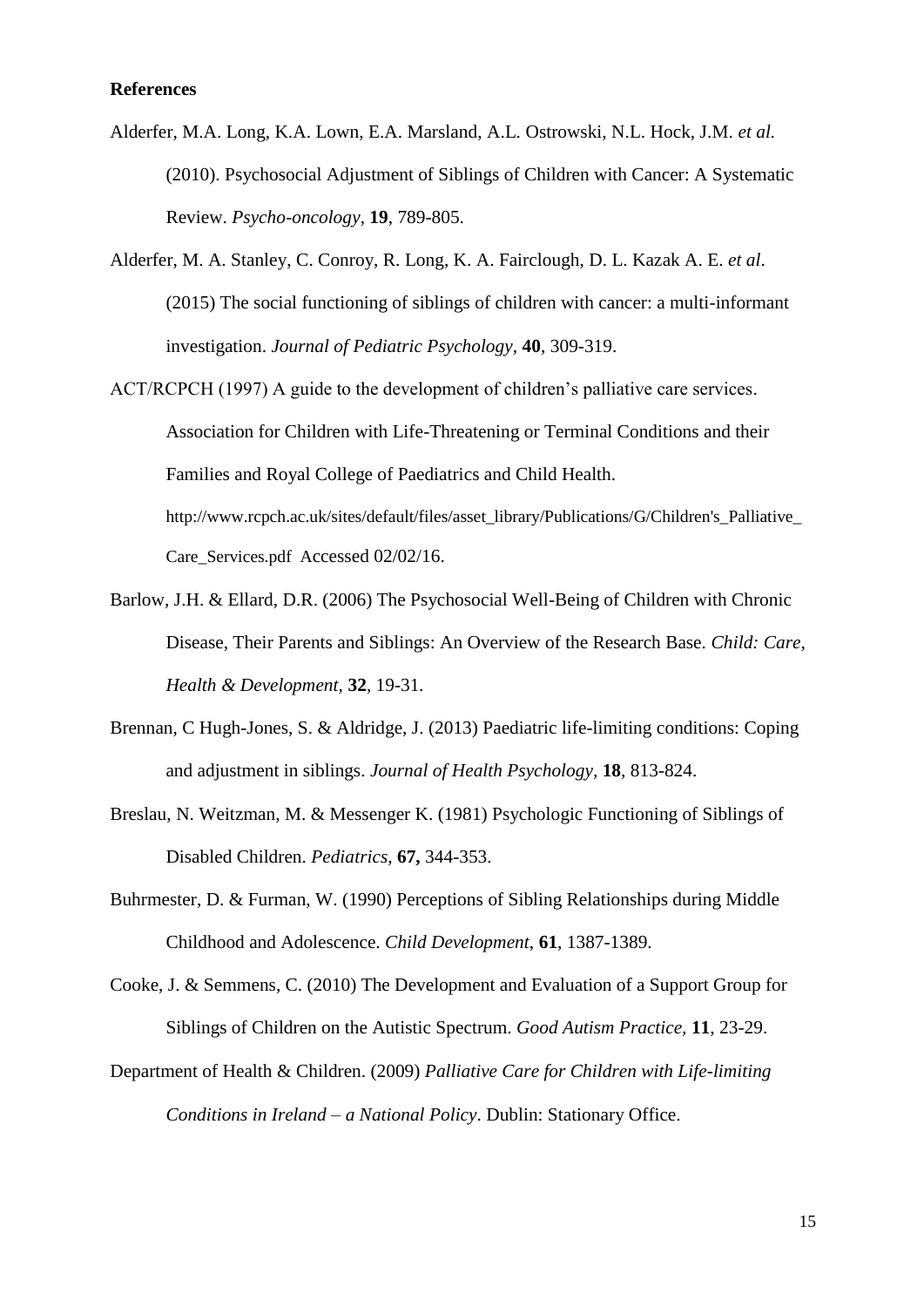**References**

Alderfer, M.A. Long, K.A. Lown, E.A. Marsland, A.L. Ostrowski, N.L. Hock, J.M. *et al.* (2010). Psychosocial Adjustment of Siblings of Children with Cancer: A Systematic Review. *Psycho-oncology*, **19**, 789-805.

Alderfer, M. A. Stanley, C. Conroy, R. Long, K. A. Fairclough, D. L. Kazak A. E. *et al*. (2015) The social functioning of siblings of children with cancer: a multi-informant investigation. *Journal of Pediatric Psychology*, **40**, 309-319.

ACT/RCPCH (1997) A guide to the development of children's palliative care services. Association for Children with Life-Threatening or Terminal Conditions and their Families and Royal College of Paediatrics and Child Health. http://www.rcpch.ac.uk/sites/default/files/asset_library/Publications/G/Children's_Palliative_Care_Services.pdf Accessed 02/02/16.

Barlow, J.H. & Ellard, D.R. (2006) The Psychosocial Well-Being of Children with Chronic Disease, Their Parents and Siblings: An Overview of the Research Base. *Child: Care, Health & Development*, **32**, 19-31.

Brennan, C Hugh-Jones, S. & Aldridge, J. (2013) Paediatric life-limiting conditions: Coping and adjustment in siblings. *Journal of Health Psychology*, **18**, 813-824.

Breslau, N. Weitzman, M. & Messenger K. (1981) Psychologic Functioning of Siblings of Disabled Children. *Pediatrics*, **67,** 344-353.

Buhrmester, D. & Furman, W. (1990) Perceptions of Sibling Relationships during Middle Childhood and Adolescence. *Child Development*, **61**, 1387-1389.

Cooke, J. & Semmens, C. (2010) The Development and Evaluation of a Support Group for Siblings of Children on the Autistic Spectrum. *Good Autism Practice,* **11**, 23-29.

Department of Health & Children. (2009) *Palliative Care for Children with Life-limiting Conditions in Ireland – a National Policy*. Dublin: Stationary Office.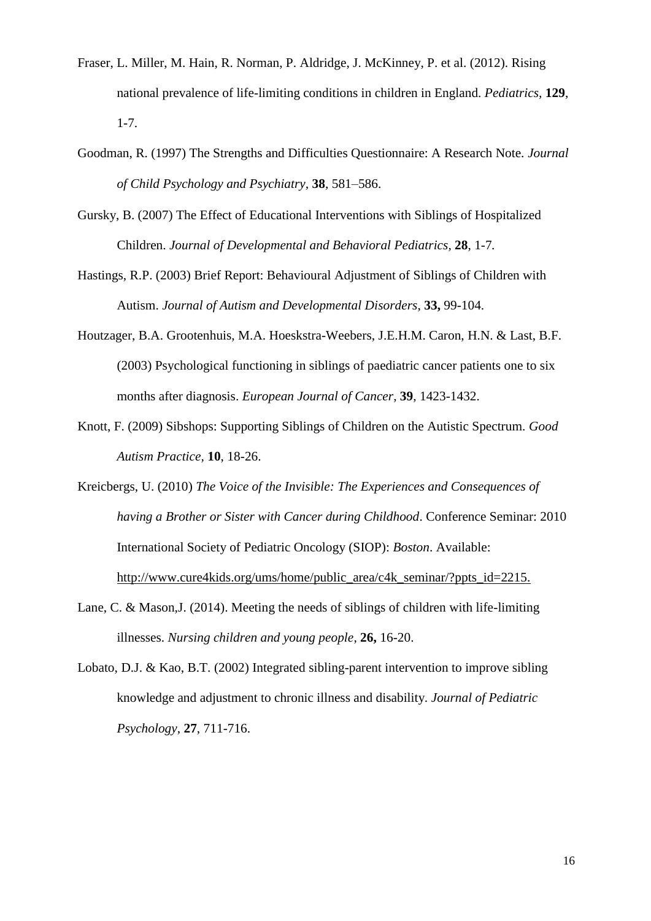Fraser, L. Miller, M. Hain, R. Norman, P. Aldridge, J. McKinney, P. et al. (2012). Rising national prevalence of life-limiting conditions in children in England. *Pediatrics*, **129**, 1-7.

Goodman, R. (1997) The Strengths and Difficulties Questionnaire: A Research Note. *Journal of Child Psychology and Psychiatry*, **38**, 581–586.

Gursky, B. (2007) The Effect of Educational Interventions with Siblings of Hospitalized Children. *Journal of Developmental and Behavioral Pediatrics*, **28**, 1-7.

Hastings, R.P. (2003) Brief Report: Behavioural Adjustment of Siblings of Children with Autism. *Journal of Autism and Developmental Disorders*, **33,** 99-104.

Houtzager, B.A. Grootenhuis, M.A. Hoeskstra-Weebers, J.E.H.M. Caron, H.N. & Last, B.F. (2003) Psychological functioning in siblings of paediatric cancer patients one to six months after diagnosis. *European Journal of Cancer*, **39**, 1423-1432.

Knott, F. (2009) Sibshops: Supporting Siblings of Children on the Autistic Spectrum. *Good Autism Practice*, **10**, 18-26.

Kreicbergs, U. (2010) *The Voice of the Invisible: The Experiences and Consequences of having a Brother or Sister with Cancer during Childhood*. Conference Seminar: 2010 International Society of Pediatric Oncology (SIOP): *Boston*. Available: http://www.cure4kids.org/ums/home/public_area/c4k_seminar/?ppts_id=2215.

Lane, C. & Mason,J. (2014). Meeting the needs of siblings of children with life-limiting illnesses. *Nursing children and young people*, **26,** 16-20.

Lobato, D.J. & Kao, B.T. (2002) Integrated sibling-parent intervention to improve sibling knowledge and adjustment to chronic illness and disability. *Journal of Pediatric Psychology*, **27**, 711-716.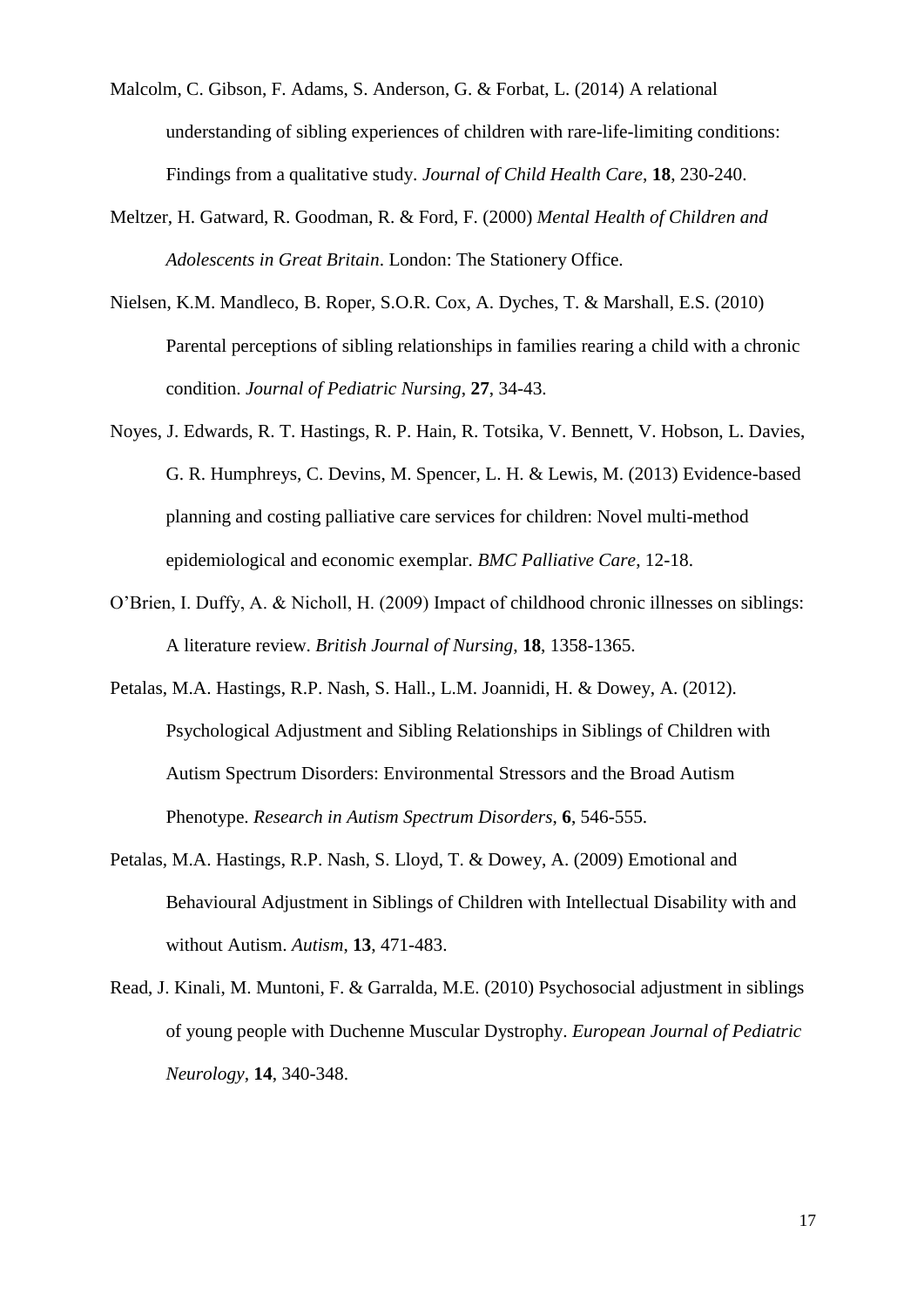Malcolm, C. Gibson, F. Adams, S. Anderson, G. & Forbat, L. (2014) A relational understanding of sibling experiences of children with rare-life-limiting conditions: Findings from a qualitative study. *Journal of Child Health Care*, **18**, 230-240.

Meltzer, H. Gatward, R. Goodman, R. & Ford, F. (2000) *Mental Health of Children and Adolescents in Great Britain*. London: The Stationery Office.

Nielsen, K.M. Mandleco, B. Roper, S.O.R. Cox, A. Dyches, T. & Marshall, E.S. (2010) Parental perceptions of sibling relationships in families rearing a child with a chronic condition. *Journal of Pediatric Nursing*, **27**, 34-43.

Noyes, J. Edwards, R. T. Hastings, R. P. Hain, R. Totsika, V. Bennett, V. Hobson, L. Davies, G. R. Humphreys, C. Devins, M. Spencer, L. H. & Lewis, M. (2013) Evidence-based planning and costing palliative care services for children: Novel multi-method epidemiological and economic exemplar. *BMC Palliative Care*, 12-18.

O'Brien, I. Duffy, A. & Nicholl, H. (2009) Impact of childhood chronic illnesses on siblings: A literature review. *British Journal of Nursing*, **18**, 1358-1365.

Petalas, M.A. Hastings, R.P. Nash, S. Hall., L.M. Joannidi, H. & Dowey, A. (2012). Psychological Adjustment and Sibling Relationships in Siblings of Children with Autism Spectrum Disorders: Environmental Stressors and the Broad Autism Phenotype. *Research in Autism Spectrum Disorders*, **6**, 546-555.

Petalas, M.A. Hastings, R.P. Nash, S. Lloyd, T. & Dowey, A. (2009) Emotional and Behavioural Adjustment in Siblings of Children with Intellectual Disability with and without Autism. *Autism*, **13**, 471-483.

Read, J. Kinali, M. Muntoni, F. & Garralda, M.E. (2010) Psychosocial adjustment in siblings of young people with Duchenne Muscular Dystrophy. *European Journal of Pediatric Neurology*, **14**, 340-348.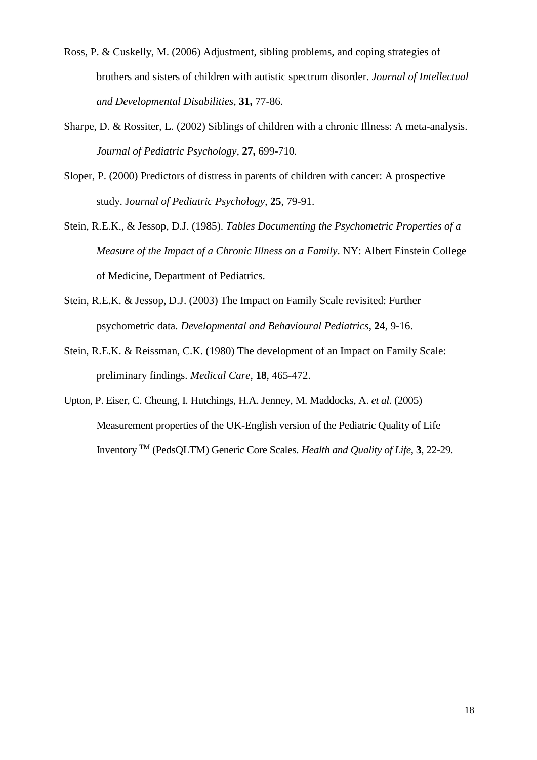Ross, P. & Cuskelly, M. (2006) Adjustment, sibling problems, and coping strategies of brothers and sisters of children with autistic spectrum disorder. *Journal of Intellectual and Developmental Disabilities*, **31,** 77-86.

Sharpe, D. & Rossiter, L. (2002) Siblings of children with a chronic Illness: A meta-analysis. *Journal of Pediatric Psychology*, **27,** 699-710.

Sloper, P. (2000) Predictors of distress in parents of children with cancer: A prospective study. J*ournal of Pediatric Psychology*, **25**, 79-91.

Stein, R.E.K., & Jessop, D.J. (1985). *Tables Documenting the Psychometric Properties of a Measure of the Impact of a Chronic Illness on a Family*. NY: Albert Einstein College of Medicine, Department of Pediatrics.

Stein, R.E.K. & Jessop, D.J. (2003) The Impact on Family Scale revisited: Further psychometric data. *Developmental and Behavioural Pediatrics*, **24**, 9-16.

Stein, R.E.K. & Reissman, C.K. (1980) The development of an Impact on Family Scale: preliminary findings. *Medical Care*, **18**, 465-472.

Upton, P. Eiser, C. Cheung, I. Hutchings, H.A. Jenney, M. Maddocks, A. *et al*. (2005) Measurement properties of the UK-English version of the Pediatric Quality of Life Inventory TM (PedsQLTM) Generic Core Scales. *Health and Quality of Life*, **3**, 22-29.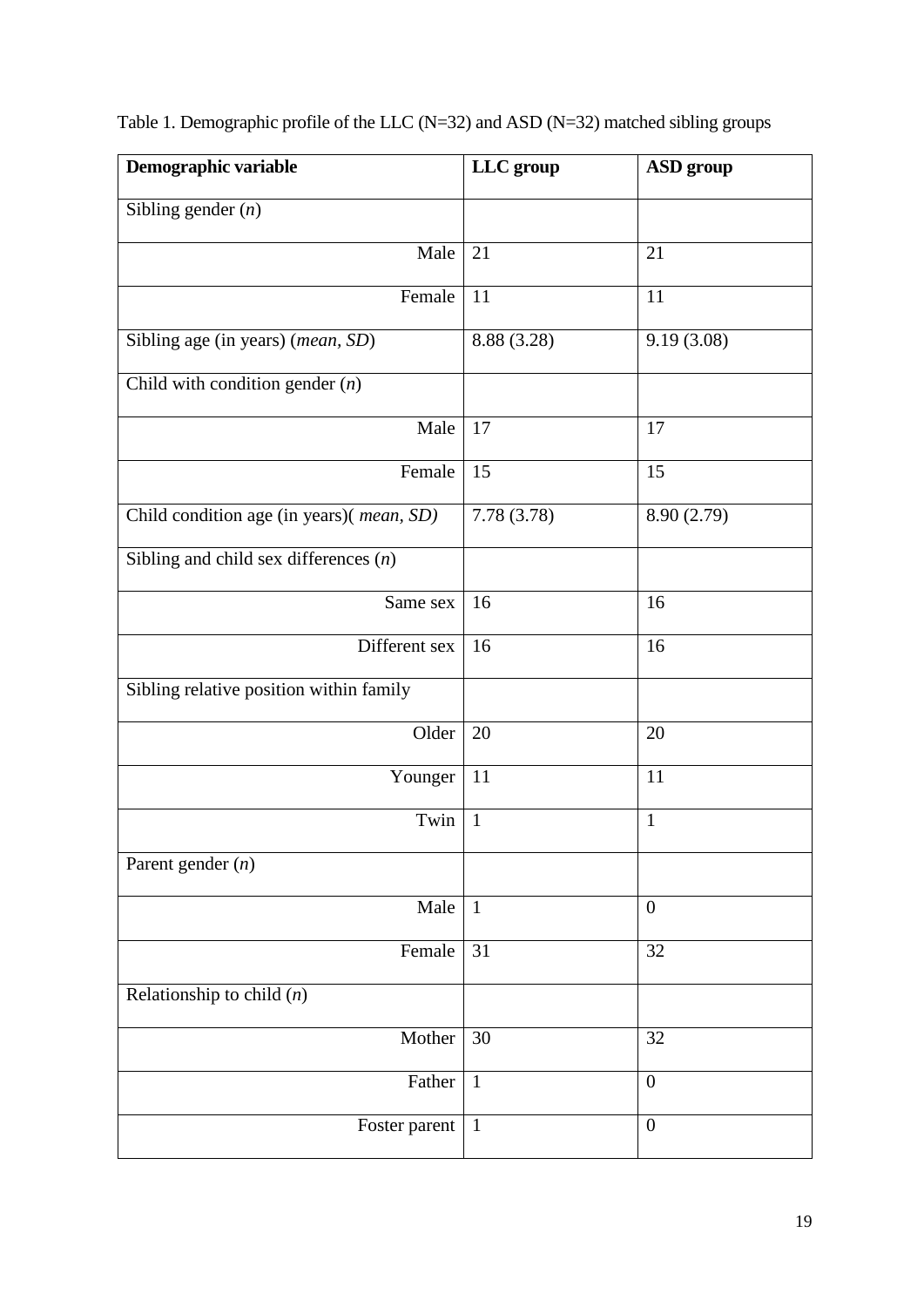Table 1. Demographic profile of the LLC (N=32) and ASD (N=32) matched sibling groups

| **Demographic variable** | **LLC group** | **ASD group** |
|---|---|---|
| Sibling gender (*n*) | | |
| Male | 21 | 21 |
| Female | 11 | 11 |
| Sibling age (in years) (*mean, SD*) | 8.88 (3.28) | 9.19 (3.08) |
| Child with condition gender (*n*) | | |
| Male | 17 | 17 |
| Female | 15 | 15 |
| Child condition age (in years)( *mean, SD)* | 7.78 (3.78) | 8.90 (2.79) |
| Sibling and child sex differences (*n*) | | |
| Same sex | 16 | 16 |
| Different sex | 16 | 16 |
| Sibling relative position within family | | |
| Older | 20 | 20 |
| Younger | 11 | 11 |
| Twin | 1 | 1 |
| Parent gender (*n*) | | |
| Male | 1 | 0 |
| Female | 31 | 32 |
| Relationship to child (*n*) | | |
| Mother | 30 | 32 |
| Father | 1 | 0 |
| Foster parent | 1 | 0 |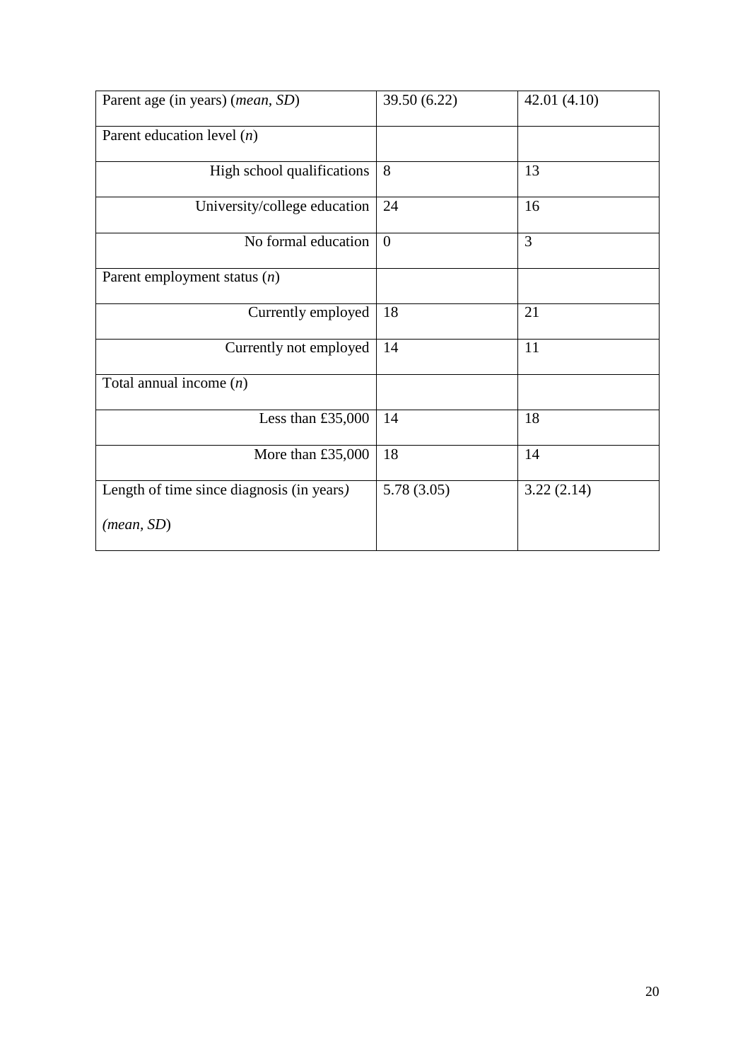| | | |
|---|---|---|
| Parent age (in years) (*mean, SD*) | 39.50 (6.22) | 42.01 (4.10) |
| Parent education level (*n*) | | |
| High school qualifications | 8 | 13 |
| University/college education | 24 | 16 |
| No formal education | 0 | 3 |
| Parent employment status (*n*) | | |
| Currently employed | 18 | 21 |
| Currently not employed | 14 | 11 |
| Total annual income (*n*) | | |
| Less than £35,000 | 14 | 18 |
| More than £35,000 | 18 | 14 |
| Length of time since diagnosis (in years) (*mean, SD*) | 5.78 (3.05) | 3.22 (2.14) |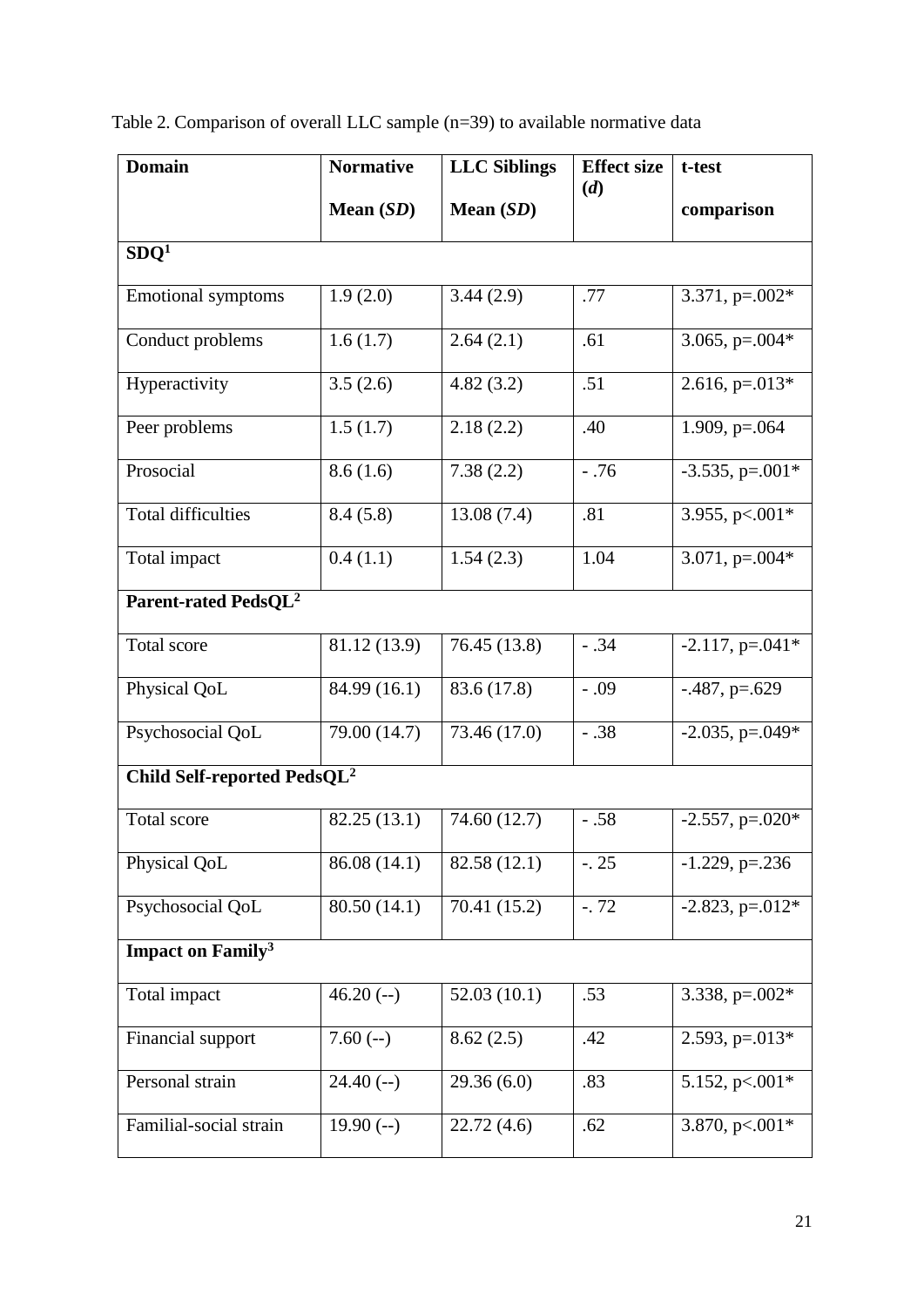Table 2. Comparison of overall LLC sample (n=39) to available normative data

| Domain | Normative Mean (*SD*) | LLC Siblings Mean (*SD*) | Effect size (*d*) | t-test comparison |
|---|---|---|---|---|
| **SDQ**[1] | | | | |
| Emotional symptoms | 1.9 (2.0) | 3.44 (2.9) | .77 | 3.371, p=.002* |
| Conduct problems | 1.6 (1.7) | 2.64 (2.1) | .61 | 3.065, p=.004* |
| Hyperactivity | 3.5 (2.6) | 4.82 (3.2) | .51 | 2.616, p=.013* |
| Peer problems | 1.5 (1.7) | 2.18 (2.2) | .40 | 1.909, p=.064 |
| Prosocial | 8.6 (1.6) | 7.38 (2.2) | - .76 | -3.535, p=.001* |
| Total difficulties | 8.4 (5.8) | 13.08 (7.4) | .81 | 3.955, p<.001* |
| Total impact | 0.4 (1.1) | 1.54 (2.3) | 1.04 | 3.071, p=.004* |
| **Parent-rated PedsQL**[2] | | | | |
| Total score | 81.12 (13.9) | 76.45 (13.8) | - .34 | -2.117, p=.041* |
| Physical QoL | 84.99 (16.1) | 83.6 (17.8) | - .09 | -.487, p=.629 |
| Psychosocial QoL | 79.00 (14.7) | 73.46 (17.0) | - .38 | -2.035, p=.049* |
| **Child Self-reported PedsQL**[2] | | | | |
| Total score | 82.25 (13.1) | 74.60 (12.7) | - .58 | -2.557, p=.020* |
| Physical QoL | 86.08 (14.1) | 82.58 (12.1) | -. 25 | -1.229, p=.236 |
| Psychosocial QoL | 80.50 (14.1) | 70.41 (15.2) | -. 72 | -2.823, p=.012* |
| **Impact on Family**[3] | | | | |
| Total impact | 46.20 (--) | 52.03 (10.1) | .53 | 3.338, p=.002* |
| Financial support | 7.60 (--) | 8.62 (2.5) | .42 | 2.593, p=.013* |
| Personal strain | 24.40 (--) | 29.36 (6.0) | .83 | 5.152, p<.001* |
| Familial-social strain | 19.90 (--) | 22.72 (4.6) | .62 | 3.870, p<.001* |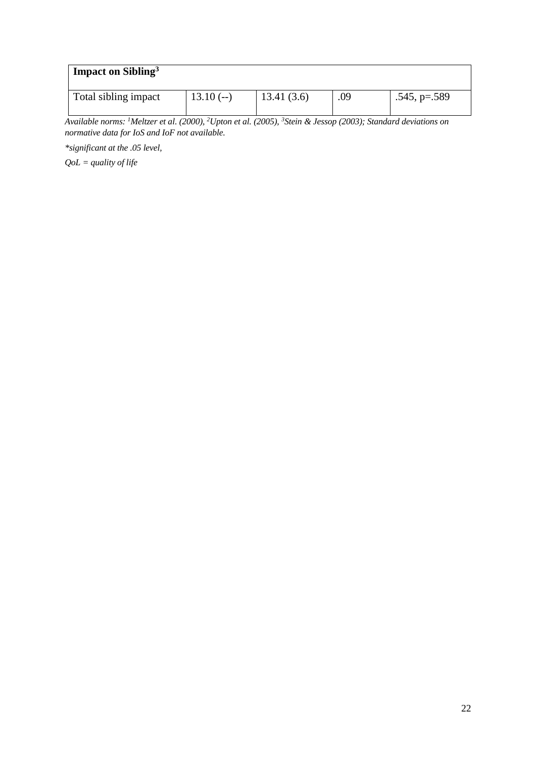| **Impact on Sibling[3]** | | | | |
|---|---|---|---|---|
| Total sibling impact | 13.10 (--) | 13.41 (3.6) | .09 | .545, p=.589 |

*Available norms: [1]Meltzer et al. (2000), [2]Upton et al. (2005), [3]Stein & Jessop (2003); Standard deviations on normative data for IoS and IoF not available.*

*\*significant at the .05 level,*

*QoL = quality of life*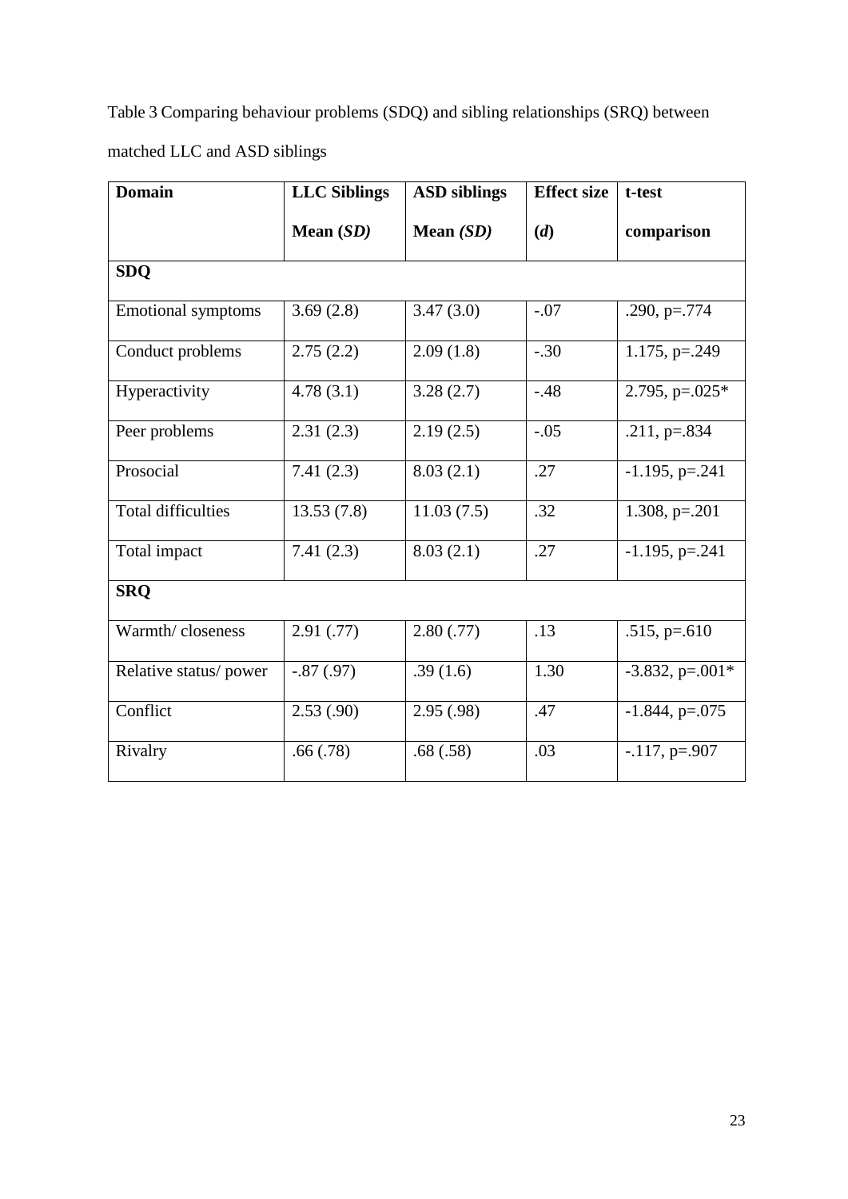Table 3 Comparing behaviour problems (SDQ) and sibling relationships (SRQ) between matched LLC and ASD siblings

| Domain | LLC Siblings Mean (*SD*) | ASD siblings Mean *(SD)* | Effect size (*d*) | t-test comparison |
|---|---|---|---|---|
| **SDQ** | | | | |
| Emotional symptoms | 3.69 (2.8) | 3.47 (3.0) | -.07 | .290, p=.774 |
| Conduct problems | 2.75 (2.2) | 2.09 (1.8) | -.30 | 1.175, p=.249 |
| Hyperactivity | 4.78 (3.1) | 3.28 (2.7) | -.48 | 2.795, p=.025* |
| Peer problems | 2.31 (2.3) | 2.19 (2.5) | -.05 | .211, p=.834 |
| Prosocial | 7.41 (2.3) | 8.03 (2.1) | .27 | -1.195, p=.241 |
| Total difficulties | 13.53 (7.8) | 11.03 (7.5) | .32 | 1.308, p=.201 |
| Total impact | 7.41 (2.3) | 8.03 (2.1) | .27 | -1.195, p=.241 |
| **SRQ** | | | | |
| Warmth/ closeness | 2.91 (.77) | 2.80 (.77) | .13 | .515, p=.610 |
| Relative status/ power | -.87 (.97) | .39 (1.6) | 1.30 | -3.832, p=.001* |
| Conflict | 2.53 (.90) | 2.95 (.98) | .47 | -1.844, p=.075 |
| Rivalry | .66 (.78) | .68 (.58) | .03 | -.117, p=.907 |